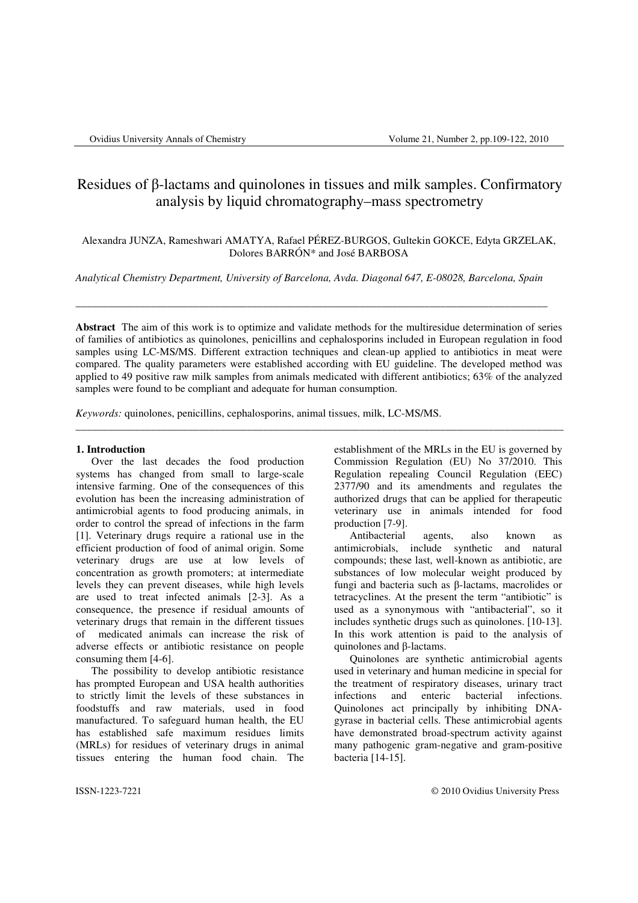# Residues of β-lactams and quinolones in tissues and milk samples. Confirmatory analysis by liquid chromatography–mass spectrometry

Alexandra JUNZA, Rameshwari AMATYA, Rafael PÉREZ-BURGOS, Gultekin GOKCE, Edyta GRZELAK, Dolores BARRÓN* and José BARBOSA

*Analytical Chemistry Department, University of Barcelona, Avda. Diagonal 647, E-08028, Barcelona, Spain*

---

**Abstract** The aim of this work is to optimize and validate methods for the multiresidue determination of series of families of antibiotics as quinolones, penicillins and cephalosporins included in European regulation in food samples using LC-MS/MS. Different extraction techniques and clean-up applied to antibiotics in meat were compared. The quality parameters were established according with EU guideline. The developed method was applied to 49 positive raw milk samples from animals medicated with different antibiotics; 63% of the analyzed samples were found to be compliant and adequate for human consumption.

*Keywords:* quinolones, penicillins, cephalosporins, animal tissues, milk, LC-MS/MS.

---

## 1. Introduction

Over the last decades the food production systems has changed from small to large-scale intensive farming. One of the consequences of this evolution has been the increasing administration of antimicrobial agents to food producing animals, in order to control the spread of infections in the farm [1]. Veterinary drugs require a rational use in the efficient production of food of animal origin. Some veterinary drugs are use at low levels of concentration as growth promoters; at intermediate levels they can prevent diseases, while high levels are used to treat infected animals [2-3]. As a consequence, the presence if residual amounts of veterinary drugs that remain in the different tissues of medicated animals can increase the risk of adverse effects or antibiotic resistance on people consuming them [4-6].

The possibility to develop antibiotic resistance has prompted European and USA health authorities to strictly limit the levels of these substances in foodstuffs and raw materials, used in food manufactured. To safeguard human health, the EU has established safe maximum residues limits (MRLs) for residues of veterinary drugs in animal tissues entering the human food chain. The establishment of the MRLs in the EU is governed by Commission Regulation (EU) No 37/2010. This Regulation repealing Council Regulation (EEC) 2377/90 and its amendments and regulates the authorized drugs that can be applied for therapeutic veterinary use in animals intended for food production [7-9].

Antibacterial agents, also known as antimicrobials, include synthetic and natural compounds; these last, well-known as antibiotic, are substances of low molecular weight produced by fungi and bacteria such as β-lactams, macrolides or tetracyclines. At the present the term "antibiotic" is used as a synonymous with "antibacterial", so it includes synthetic drugs such as quinolones. [10-13]. In this work attention is paid to the analysis of quinolones and β-lactams.

Quinolones are synthetic antimicrobial agents used in veterinary and human medicine in special for the treatment of respiratory diseases, urinary tract infections and enteric bacterial infections. Quinolones act principally by inhibiting DNA-gyrase in bacterial cells. These antimicrobial agents have demonstrated broad-spectrum activity against many pathogenic gram-negative and gram-positive bacteria [14-15].

ISSN-1223-7221 © 2010 Ovidius University Press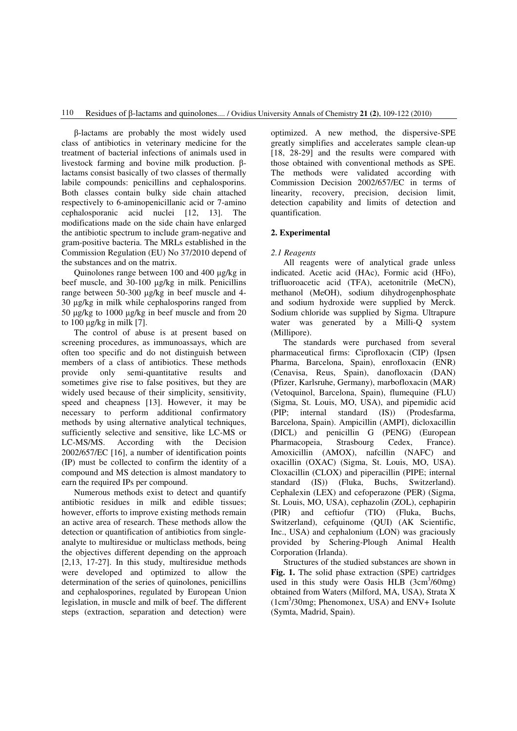β-lactams are probably the most widely used class of antibiotics in veterinary medicine for the treatment of bacterial infections of animals used in livestock farming and bovine milk production. β-lactams consist basically of two classes of thermally labile compounds: penicillins and cephalosporins. Both classes contain bulky side chain attached respectively to 6-aminopenicillanic acid or 7-amino cephalosporanic acid nuclei [12, 13]. The modifications made on the side chain have enlarged the antibiotic spectrum to include gram-negative and gram-positive bacteria. The MRLs established in the Commission Regulation (EU) No 37/2010 depend of the substances and on the matrix.

Quinolones range between 100 and 400 µg/kg in beef muscle, and 30-100 µg/kg in milk. Penicillins range between 50-300 µg/kg in beef muscle and 4-30 µg/kg in milk while cephalosporins ranged from 50 µg/kg to 1000 µg/kg in beef muscle and from 20 to 100 µg/kg in milk [7].

The control of abuse is at present based on screening procedures, as immunoassays, which are often too specific and do not distinguish between members of a class of antibiotics. These methods provide only semi-quantitative results and sometimes give rise to false positives, but they are widely used because of their simplicity, sensitivity, speed and cheapness [13]. However, it may be necessary to perform additional confirmatory methods by using alternative analytical techniques, sufficiently selective and sensitive, like LC-MS or LC-MS/MS. According with the Decision 2002/657/EC [16], a number of identification points (IP) must be collected to confirm the identity of a compound and MS detection is almost mandatory to earn the required IPs per compound.

Numerous methods exist to detect and quantify antibiotic residues in milk and edible tissues; however, efforts to improve existing methods remain an active area of research. These methods allow the detection or quantification of antibiotics from single-analyte to multiresidue or multiclass methods, being the objectives different depending on the approach [2,13, 17-27]. In this study, multiresidue methods were developed and optimized to allow the determination of the series of quinolones, penicillins and cephalosporines, regulated by European Union legislation, in muscle and milk of beef. The different steps (extraction, separation and detection) were optimized. A new method, the dispersive-SPE greatly simplifies and accelerates sample clean-up [18, 28-29] and the results were compared with those obtained with conventional methods as SPE. The methods were validated according with Commission Decision 2002/657/EC in terms of linearity, recovery, precision, decision limit, detection capability and limits of detection and quantification.

## 2. Experimental

### *2.1 Reagents*

All reagents were of analytical grade unless indicated. Acetic acid (HAc), Formic acid (HFo), trifluoroacetic acid (TFA), acetonitrile (MeCN), methanol (MeOH), sodium dihydrogenphosphate and sodium hydroxide were supplied by Merck. Sodium chloride was supplied by Sigma. Ultrapure water was generated by a Milli-Q system (Millipore).

The standards were purchased from several pharmaceutical firms: Ciprofloxacin (CIP) (Ipsen Pharma, Barcelona, Spain), enrofloxacin (ENR) (Cenavisa, Reus, Spain), danofloxacin (DAN) (Pfizer, Karlsruhe, Germany), marbofloxacin (MAR) (Vetoquinol, Barcelona, Spain), flumequine (FLU) (Sigma, St. Louis, MO, USA), and pipemidic acid (PIP; internal standard (IS)) (Prodesfarma, Barcelona, Spain). Ampicillin (AMPI), dicloxacillin (DICL) and penicillin G (PENG) (European Pharmacopeia, Strasbourg Cedex, France). Amoxicillin (AMOX), nafcillin (NAFC) and oxacillin (OXAC) (Sigma, St. Louis, MO, USA). Cloxacillin (CLOX) and piperacillin (PIPE; internal standard (IS)) (Fluka, Buchs, Switzerland). Cephalexin (LEX) and cefoperazone (PER) (Sigma, St. Louis, MO, USA), cephazolin (ZOL), cephapirin (PIR) and ceftiofur (TIO) (Fluka, Buchs, Switzerland), cefquinome (QUI) (AK Scientific, Inc., USA) and cephalonium (LON) was graciously provided by Schering-Plough Animal Health Corporation (Irlanda).

Structures of the studied substances are shown in **Fig. 1.** The solid phase extraction (SPE) cartridges used in this study were Oasis HLB ($3cm^3$/60mg) obtained from Waters (Milford, MA, USA), Strata X ($1cm^3$/30mg; Phenomonex, USA) and ENV+ Isolute (Symta, Madrid, Spain).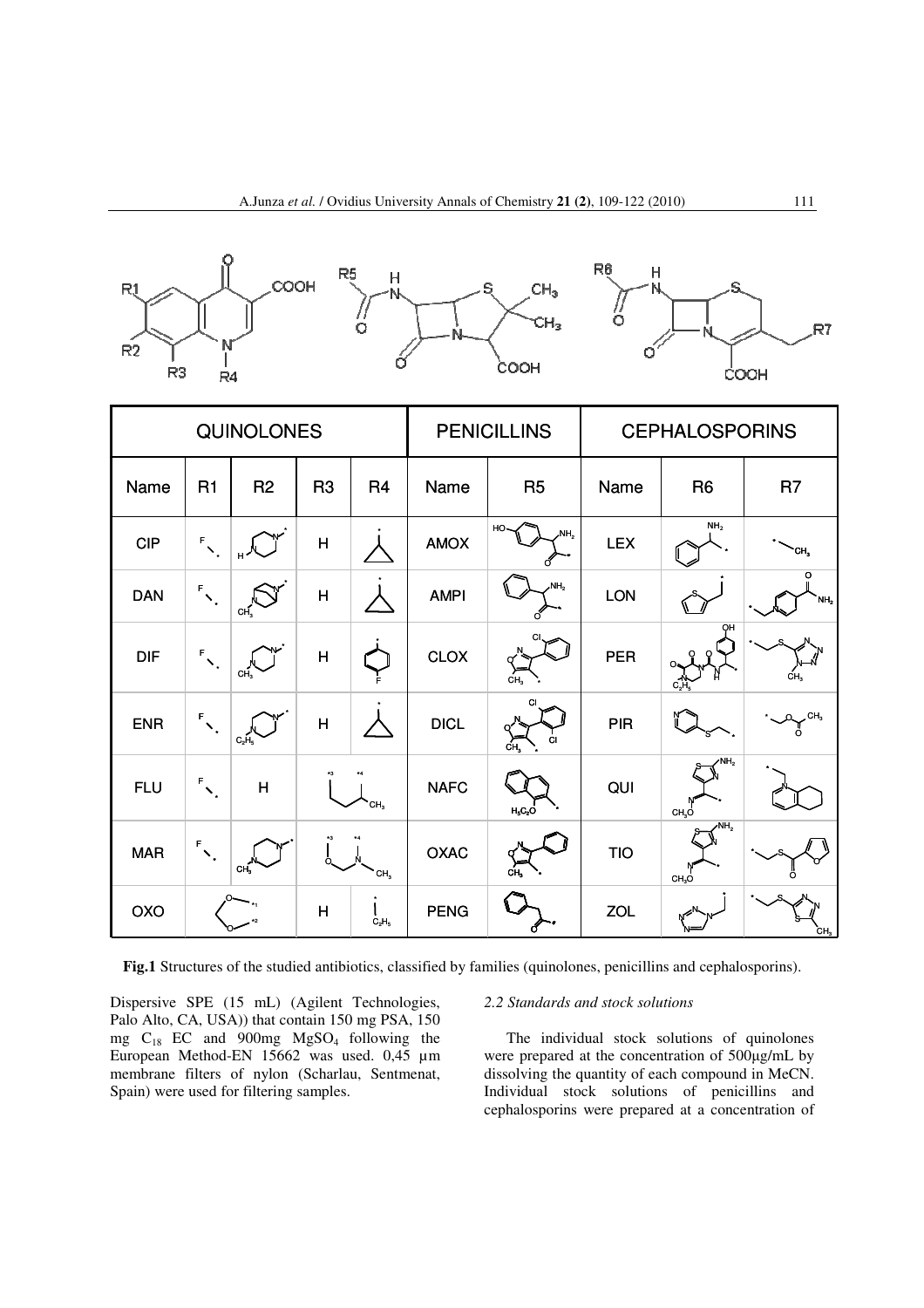| QUINOLONES | | | | | PENICILLINS | | CEPHALOSPORINS | | |
|---|---|---|---|---|---|---|---|---|---|
| Name | R1 | R2 | R3 | R4 | Name | R5 | Name | R6 | R7 |
| CIP | | | H | | AMOX | | LEX | | |
| DAN | | | H | | AMPI | | LON | | |
| DIF | | | H | | CLOX | | PER | | |
| ENR | | | H | | DICL | | PIR | | |
| FLU | | H | | | NAFC | | QUI | | |
| MAR | | | | | OXAC | | TIO | | |
| OXO | | | H | | PENG | | ZOL | | |

**Fig.1** Structures of the studied antibiotics, classified by families (quinolones, penicillins and cephalosporins).

Dispersive SPE (15 mL) (Agilent Technologies, Palo Alto, CA, USA)) that contain 150 mg PSA, 150 mg $C_{18}$ EC and 900mg $MgSO_4$ following the European Method-EN 15662 was used. 0,45 µm membrane filters of nylon (Scharlau, Sentmenat, Spain) were used for filtering samples.

### *2.2 Standards and stock solutions*

The individual stock solutions of quinolones were prepared at the concentration of 500µg/mL by dissolving the quantity of each compound in MeCN. Individual stock solutions of penicillins and cephalosporins were prepared at a concentration of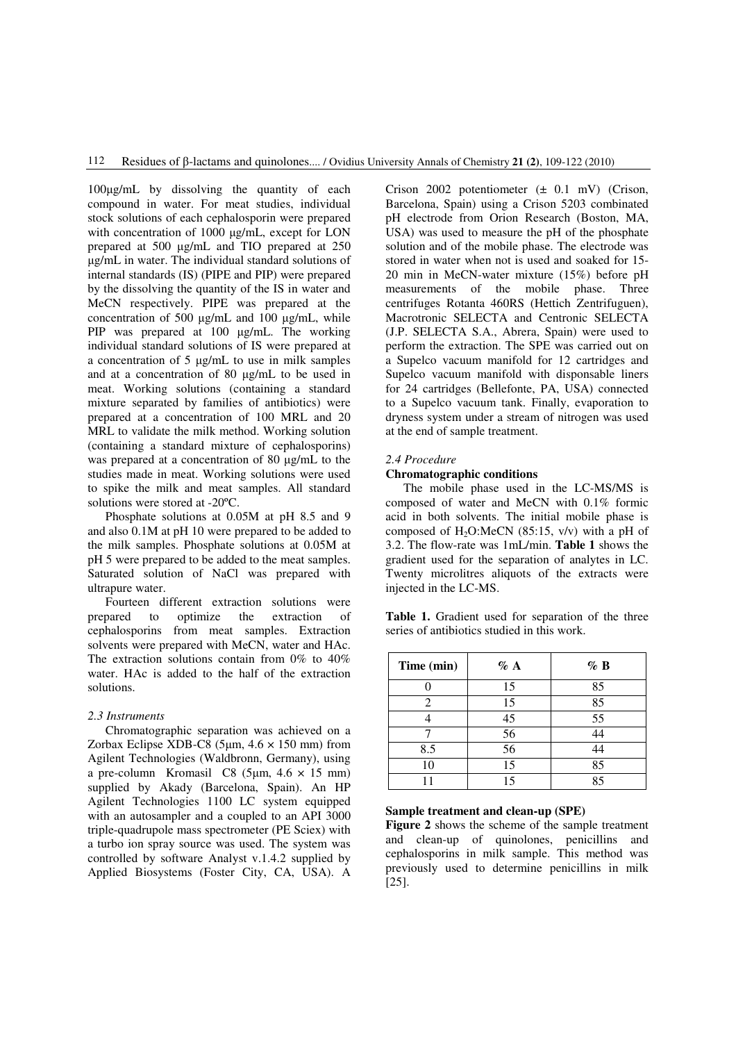100μg/mL by dissolving the quantity of each compound in water. For meat studies, individual stock solutions of each cephalosporin were prepared with concentration of 1000 μg/mL, except for LON prepared at 500 μg/mL and TIO prepared at 250 μg/mL in water. The individual standard solutions of internal standards (IS) (PIPE and PIP) were prepared by the dissolving the quantity of the IS in water and MeCN respectively. PIPE was prepared at the concentration of 500 μg/mL and 100 μg/mL, while PIP was prepared at 100 μg/mL. The working individual standard solutions of IS were prepared at a concentration of 5 μg/mL to use in milk samples and at a concentration of 80 μg/mL to be used in meat. Working solutions (containing a standard mixture separated by families of antibiotics) were prepared at a concentration of 100 MRL and 20 MRL to validate the milk method. Working solution (containing a standard mixture of cephalosporins) was prepared at a concentration of 80 μg/mL to the studies made in meat. Working solutions were used to spike the milk and meat samples. All standard solutions were stored at -20ºC.

Phosphate solutions at 0.05M at pH 8.5 and 9 and also 0.1M at pH 10 were prepared to be added to the milk samples. Phosphate solutions at 0.05M at pH 5 were prepared to be added to the meat samples. Saturated solution of NaCl was prepared with ultrapure water.

Fourteen different extraction solutions were prepared to optimize the extraction of cephalosporins from meat samples. Extraction solvents were prepared with MeCN, water and HAc. The extraction solutions contain from 0% to 40% water. HAc is added to the half of the extraction solutions.

### *2.3 Instruments*

Chromatographic separation was achieved on a Zorbax Eclipse XDB-C8 (5μm, 4.6 × 150 mm) from Agilent Technologies (Waldbronn, Germany), using a pre-column Kromasil C8 (5μm, 4.6 × 15 mm) supplied by Akady (Barcelona, Spain). An HP Agilent Technologies 1100 LC system equipped with an autosampler and a coupled to an API 3000 triple-quadrupole mass spectrometer (PE Sciex) with a turbo ion spray source was used. The system was controlled by software Analyst v.1.4.2 supplied by Applied Biosystems (Foster City, CA, USA). A Crison 2002 potentiometer (± 0.1 mV) (Crison, Barcelona, Spain) using a Crison 5203 combinated pH electrode from Orion Research (Boston, MA, USA) was used to measure the pH of the phosphate solution and of the mobile phase. The electrode was stored in water when not is used and soaked for 15-20 min in MeCN-water mixture (15%) before pH measurements of the mobile phase. Three centrifuges Rotanta 460RS (Hettich Zentrifuguen), Macrotronic SELECTA and Centronic SELECTA (J.P. SELECTA S.A., Abrera, Spain) were used to perform the extraction. The SPE was carried out on a Supelco vacuum manifold for 12 cartridges and Supelco vacuum manifold with disponsable liners for 24 cartridges (Bellefonte, PA, USA) connected to a Supelco vacuum tank. Finally, evaporation to dryness system under a stream of nitrogen was used at the end of sample treatment.

### *2.4 Procedure*

**Chromatographic conditions**

The mobile phase used in the LC-MS/MS is composed of water and MeCN with 0.1% formic acid in both solvents. The initial mobile phase is composed of $H_2O$:MeCN (85:15, v/v) with a pH of 3.2. The flow-rate was 1mL/min. **Table 1** shows the gradient used for the separation of analytes in LC. Twenty microlitres aliquots of the extracts were injected in the LC-MS.

**Table 1.** Gradient used for separation of the three series of antibiotics studied in this work.

| Time (min) | % A | % B |
|---|---|---|
| 0 | 15 | 85 |
| 2 | 15 | 85 |
| 4 | 45 | 55 |
| 7 | 56 | 44 |
| 8.5 | 56 | 44 |
| 10 | 15 | 85 |
| 11 | 15 | 85 |

**Sample treatment and clean-up (SPE)**

**Figure 2** shows the scheme of the sample treatment and clean-up of quinolones, penicillins and cephalosporins in milk sample. This method was previously used to determine penicillins in milk [25].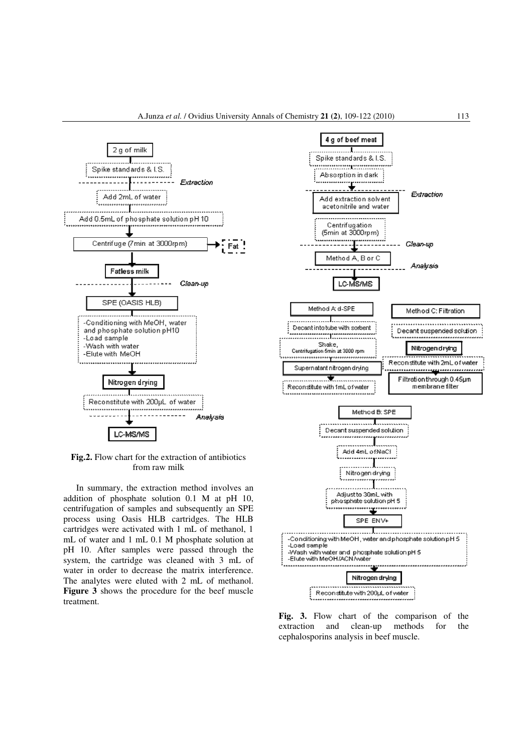**Fig.2.** Flow chart for the extraction of antibiotics from raw milk

In summary, the extraction method involves an addition of phosphate solution 0.1 M at pH 10, centrifugation of samples and subsequently an SPE process using Oasis HLB cartridges. The HLB cartridges were activated with 1 mL of methanol, 1 mL of water and 1 mL 0.1 M phosphate solution at pH 10. After samples were passed through the system, the cartridge was cleaned with 3 mL of water in order to decrease the matrix interference. The analytes were eluted with 2 mL of methanol. **Figure 3** shows the procedure for the beef muscle treatment.

**Fig. 3.** Flow chart of the comparison of the extraction and clean-up methods for the cephalosporins analysis in beef muscle.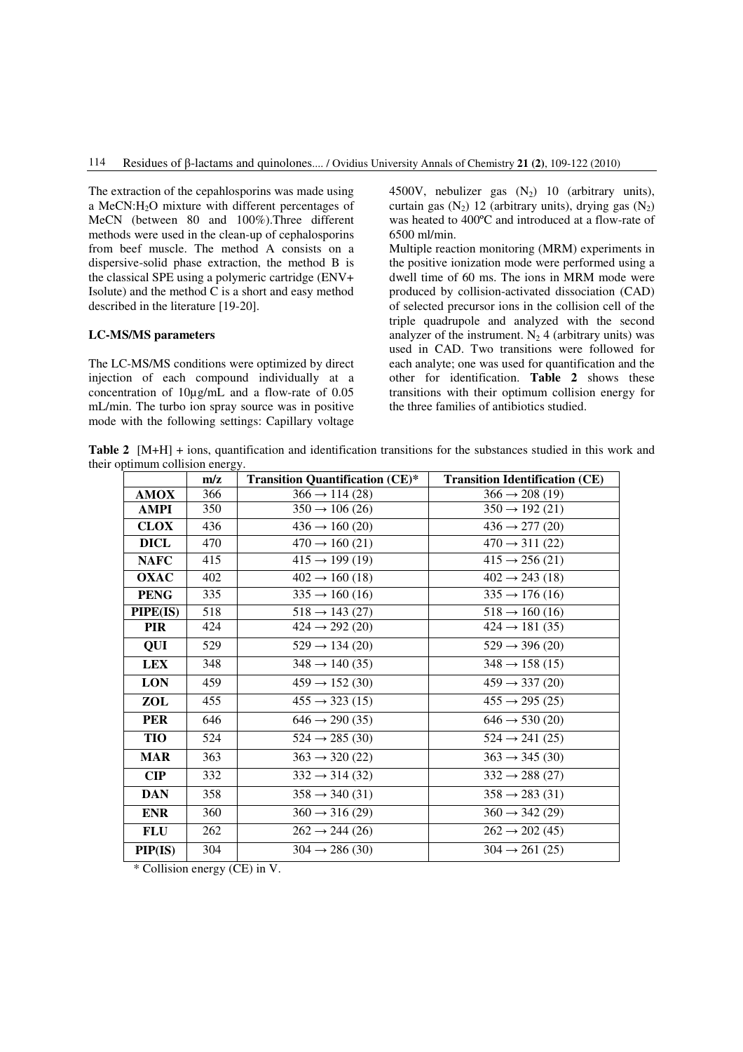The extraction of the cepahlosporins was made using a $MeCN:H_2O$ mixture with different percentages of MeCN (between 80 and 100%).Three different methods were used in the clean-up of cephalosporins from beef muscle. The method A consists on a dispersive-solid phase extraction, the method B is the classical SPE using a polymeric cartridge (ENV+ Isolute) and the method C is a short and easy method described in the literature [19-20].

### LC-MS/MS parameters

The LC-MS/MS conditions were optimized by direct injection of each compound individually at a concentration of 10µg/mL and a flow-rate of 0.05 mL/min. The turbo ion spray source was in positive mode with the following settings: Capillary voltage 4500V, nebulizer gas ($N_2$) 10 (arbitrary units), curtain gas ($N_2$) 12 (arbitrary units), drying gas ($N_2$) was heated to 400ºC and introduced at a flow-rate of 6500 ml/min.

Multiple reaction monitoring (MRM) experiments in the positive ionization mode were performed using a dwell time of 60 ms. The ions in MRM mode were produced by collision-activated dissociation (CAD) of selected precursor ions in the collision cell of the triple quadrupole and analyzed with the second analyzer of the instrument. $N_2$ 4 (arbitrary units) was used in CAD. Two transitions were followed for each analyte; one was used for quantification and the other for identification. **Table 2** shows these transitions with their optimum collision energy for the three families of antibiotics studied.

**Table 2** [M+H] + ions, quantification and identification transitions for the substances studied in this work and their optimum collision energy.

| | m/z | Transition Quantification (CE)* | Transition Identification (CE) |
|---|---|---|---|
| **AMOX** | 366 | 366 → 114 (28) | 366 → 208 (19) |
| **AMPI** | 350 | 350 → 106 (26) | 350 → 192 (21) |
| **CLOX** | 436 | 436 → 160 (20) | 436 → 277 (20) |
| **DICL** | 470 | 470 → 160 (21) | 470 → 311 (22) |
| **NAFC** | 415 | 415 → 199 (19) | 415 → 256 (21) |
| **OXAC** | 402 | 402 → 160 (18) | 402 → 243 (18) |
| **PENG** | 335 | 335 → 160 (16) | 335 → 176 (16) |
| **PIPE(IS)** | 518 | 518 → 143 (27) | 518 → 160 (16) |
| **PIR** | 424 | 424 → 292 (20) | 424 → 181 (35) |
| **QUI** | 529 | 529 → 134 (20) | 529 → 396 (20) |
| **LEX** | 348 | 348 → 140 (35) | 348 → 158 (15) |
| **LON** | 459 | 459 → 152 (30) | 459 → 337 (20) |
| **ZOL** | 455 | 455 → 323 (15) | 455 → 295 (25) |
| **PER** | 646 | 646 → 290 (35) | 646 → 530 (20) |
| **TIO** | 524 | 524 → 285 (30) | 524 → 241 (25) |
| **MAR** | 363 | 363 → 320 (22) | 363 → 345 (30) |
| **CIP** | 332 | 332 → 314 (32) | 332 → 288 (27) |
| **DAN** | 358 | 358 → 340 (31) | 358 → 283 (31) |
| **ENR** | 360 | 360 → 316 (29) | 360 → 342 (29) |
| **FLU** | 262 | 262 → 244 (26) | 262 → 202 (45) |
| **PIP(IS)** | 304 | 304 → 286 (30) | 304 → 261 (25) |

\* Collision energy (CE) in V.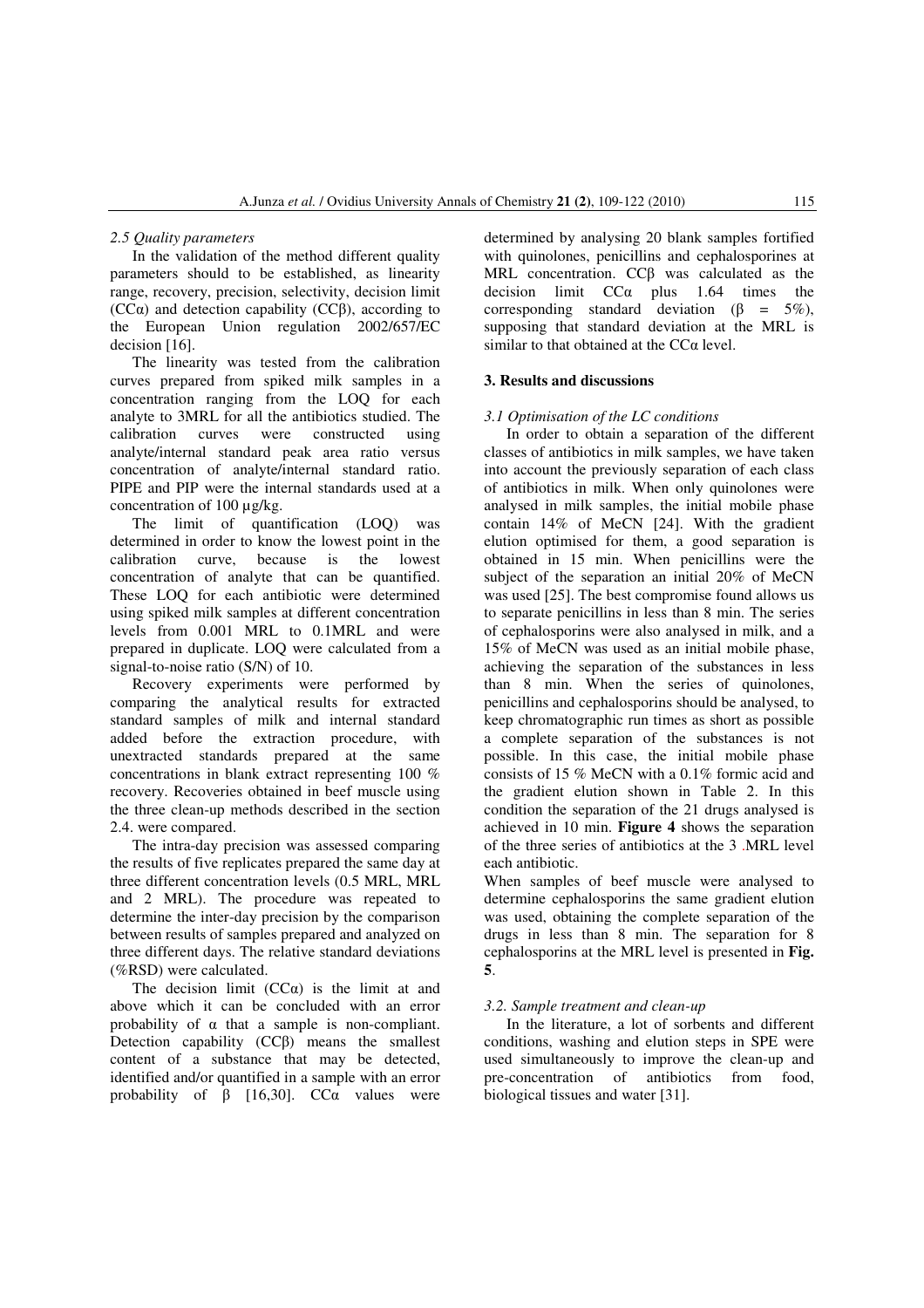### 2.5 Quality parameters

In the validation of the method different quality parameters should to be established, as linearity range, recovery, precision, selectivity, decision limit ($CC\alpha$) and detection capability ($CC\beta$), according to the European Union regulation 2002/657/EC decision [16].

The linearity was tested from the calibration curves prepared from spiked milk samples in a concentration ranging from the LOQ for each analyte to 3MRL for all the antibiotics studied. The calibration curves were constructed using analyte/internal standard peak area ratio versus concentration of analyte/internal standard ratio. PIPE and PIP were the internal standards used at a concentration of 100 µg/kg.

The limit of quantification (LOQ) was determined in order to know the lowest point in the calibration curve, because is the lowest concentration of analyte that can be quantified. These LOQ for each antibiotic were determined using spiked milk samples at different concentration levels from 0.001 MRL to 0.1MRL and were prepared in duplicate. LOQ were calculated from a signal-to-noise ratio (S/N) of 10.

Recovery experiments were performed by comparing the analytical results for extracted standard samples of milk and internal standard added before the extraction procedure, with unextracted standards prepared at the same concentrations in blank extract representing 100 % recovery. Recoveries obtained in beef muscle using the three clean-up methods described in the section 2.4. were compared.

The intra-day precision was assessed comparing the results of five replicates prepared the same day at three different concentration levels (0.5 MRL, MRL and 2 MRL). The procedure was repeated to determine the inter-day precision by the comparison between results of samples prepared and analyzed on three different days. The relative standard deviations (%RSD) were calculated.

The decision limit ($CC\alpha$) is the limit at and above which it can be concluded with an error probability of $\alpha$ that a sample is non-compliant. Detection capability ($CC\beta$) means the smallest content of a substance that may be detected, identified and/or quantified in a sample with an error probability of $\beta$ [16,30]. $CC\alpha$ values were determined by analysing 20 blank samples fortified with quinolones, penicillins and cephalosporines at MRL concentration. $CC\beta$ was calculated as the decision limit $CC\alpha$ plus 1.64 times the corresponding standard deviation ($\beta$ = 5%), supposing that standard deviation at the MRL is similar to that obtained at the $CC\alpha$ level.

## 3. Results and discussions

### 3.1 Optimisation of the LC conditions

In order to obtain a separation of the different classes of antibiotics in milk samples, we have taken into account the previously separation of each class of antibiotics in milk. When only quinolones were analysed in milk samples, the initial mobile phase contain 14% of MeCN [24]. With the gradient elution optimised for them, a good separation is obtained in 15 min. When penicillins were the subject of the separation an initial 20% of MeCN was used [25]. The best compromise found allows us to separate penicillins in less than 8 min. The series of cephalosporins were also analysed in milk, and a 15% of MeCN was used as an initial mobile phase, achieving the separation of the substances in less than 8 min. When the series of quinolones, penicillins and cephalosporins should be analysed, to keep chromatographic run times as short as possible a complete separation of the substances is not possible. In this case, the initial mobile phase consists of 15 % MeCN with a 0.1% formic acid and the gradient elution shown in Table 2. In this condition the separation of the 21 drugs analysed is achieved in 10 min. **Figure 4** shows the separation of the three series of antibiotics at the 3 .MRL level each antibiotic.

When samples of beef muscle were analysed to determine cephalosporins the same gradient elution was used, obtaining the complete separation of the drugs in less than 8 min. The separation for 8 cephalosporins at the MRL level is presented in **Fig. 5**.

### 3.2. Sample treatment and clean-up

In the literature, a lot of sorbents and different conditions, washing and elution steps in SPE were used simultaneously to improve the clean-up and pre-concentration of antibiotics from food, biological tissues and water [31].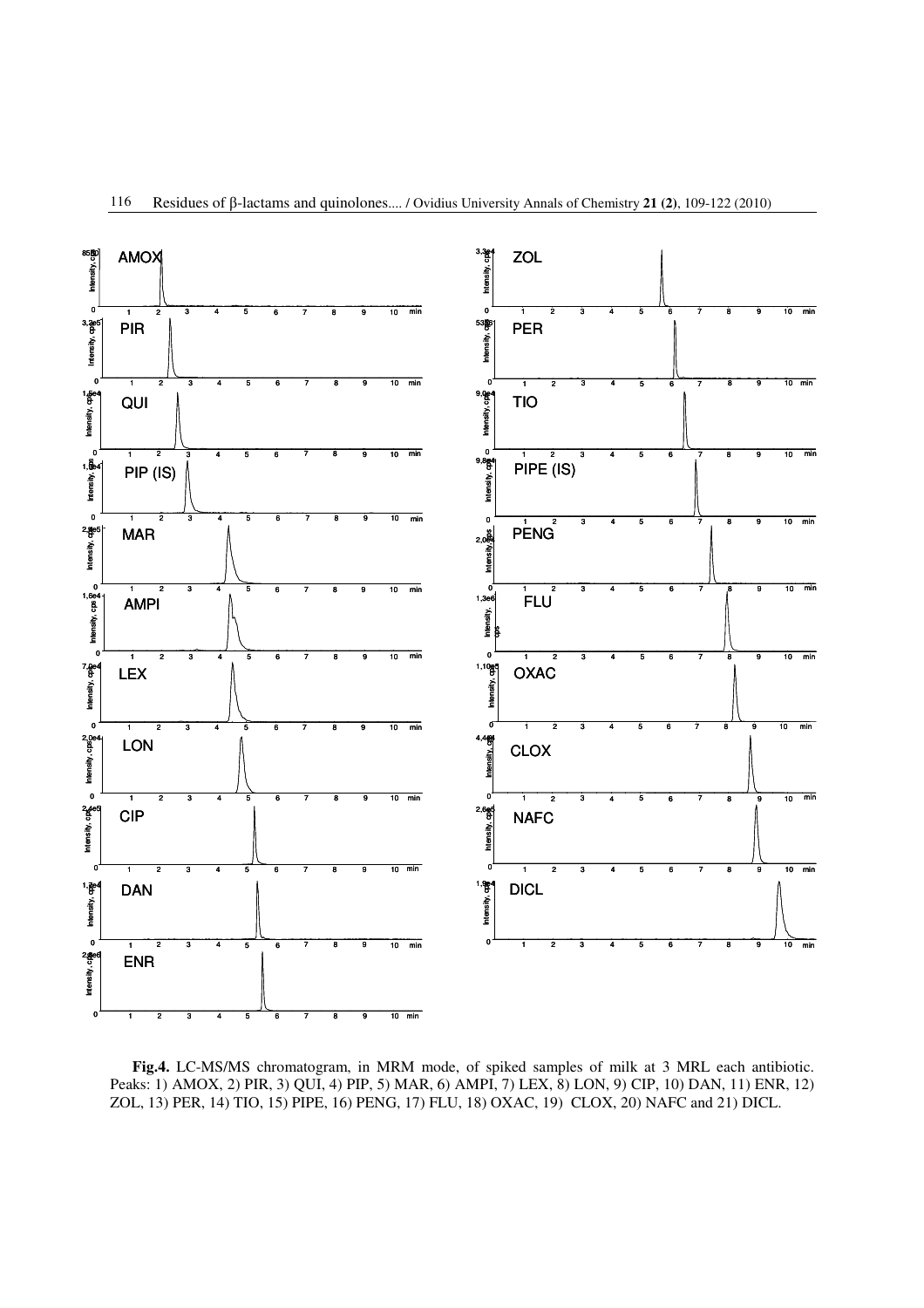**Fig.4.** LC-MS/MS chromatogram, in MRM mode, of spiked samples of milk at 3 MRL each antibiotic. Peaks: 1) AMOX, 2) PIR, 3) QUI, 4) PIP, 5) MAR, 6) AMPI, 7) LEX, 8) LON, 9) CIP, 10) DAN, 11) ENR, 12) ZOL, 13) PER, 14) TIO, 15) PIPE, 16) PENG, 17) FLU, 18) OXAC, 19) CLOX, 20) NAFC and 21) DICL.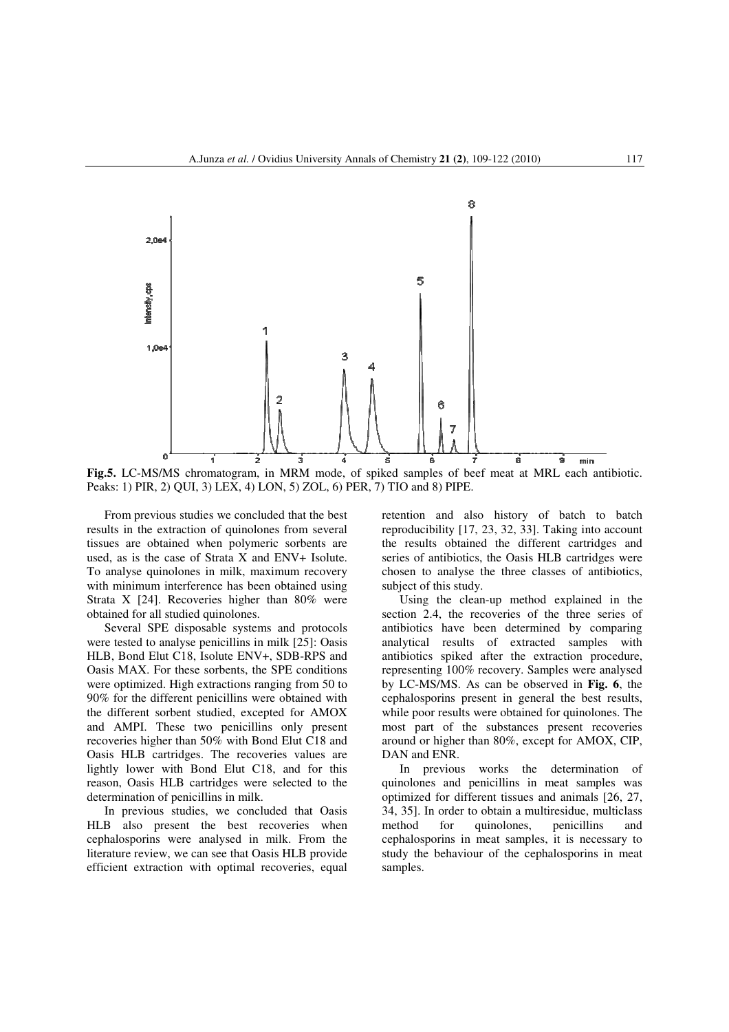**Fig.5.** LC-MS/MS chromatogram, in MRM mode, of spiked samples of beef meat at MRL each antibiotic. Peaks: 1) PIR, 2) QUI, 3) LEX, 4) LON, 5) ZOL, 6) PER, 7) TIO and 8) PIPE.

From previous studies we concluded that the best results in the extraction of quinolones from several tissues are obtained when polymeric sorbents are used, as is the case of Strata X and ENV+ Isolute. To analyse quinolones in milk, maximum recovery with minimum interference has been obtained using Strata X [24]. Recoveries higher than 80% were obtained for all studied quinolones.

Several SPE disposable systems and protocols were tested to analyse penicillins in milk [25]: Oasis HLB, Bond Elut C18, Isolute ENV+, SDB-RPS and Oasis MAX. For these sorbents, the SPE conditions were optimized. High extractions ranging from 50 to 90% for the different penicillins were obtained with the different sorbent studied, excepted for AMOX and AMPI. These two penicillins only present recoveries higher than 50% with Bond Elut C18 and Oasis HLB cartridges. The recoveries values are lightly lower with Bond Elut C18, and for this reason, Oasis HLB cartridges were selected to the determination of penicillins in milk.

In previous studies, we concluded that Oasis HLB also present the best recoveries when cephalosporins were analysed in milk. From the literature review, we can see that Oasis HLB provide efficient extraction with optimal recoveries, equal retention and also history of batch to batch reproducibility [17, 23, 32, 33]. Taking into account the results obtained the different cartridges and series of antibiotics, the Oasis HLB cartridges were chosen to analyse the three classes of antibiotics, subject of this study.

Using the clean-up method explained in the section 2.4, the recoveries of the three series of antibiotics have been determined by comparing analytical results of extracted samples with antibiotics spiked after the extraction procedure, representing 100% recovery. Samples were analysed by LC-MS/MS. As can be observed in **Fig. 6**, the cephalosporins present in general the best results, while poor results were obtained for quinolones. The most part of the substances present recoveries around or higher than 80%, except for AMOX, CIP, DAN and ENR.

In previous works the determination of quinolones and penicillins in meat samples was optimized for different tissues and animals [26, 27, 34, 35]. In order to obtain a multiresidue, multiclass method for quinolones, penicillins and cephalosporins in meat samples, it is necessary to study the behaviour of the cephalosporins in meat samples.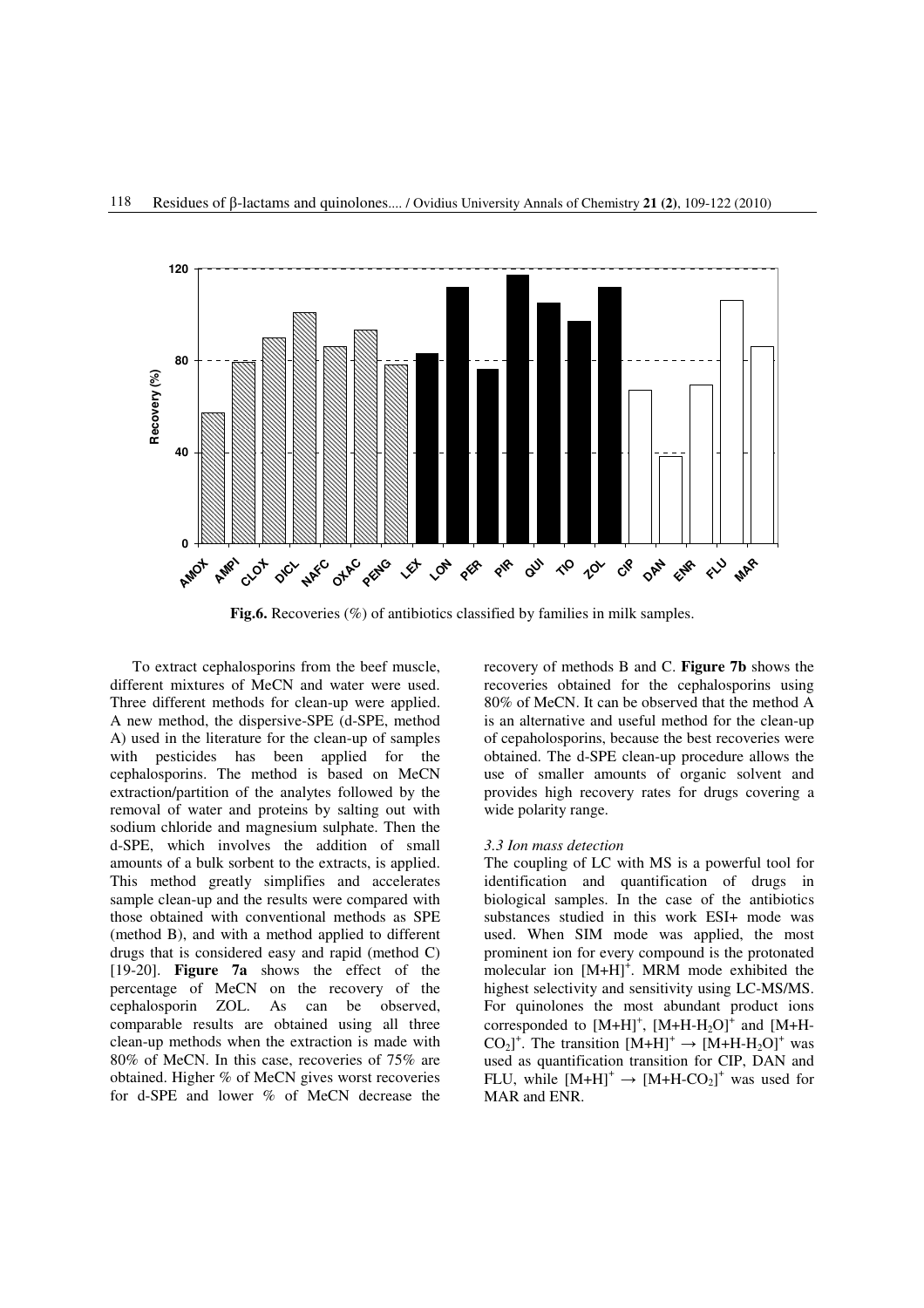**Fig.6.** Recoveries (%) of antibiotics classified by families in milk samples.

To extract cephalosporins from the beef muscle, different mixtures of MeCN and water were used. Three different methods for clean-up were applied. A new method, the dispersive-SPE (d-SPE, method A) used in the literature for the clean-up of samples with pesticides has been applied for the cephalosporins. The method is based on MeCN extraction/partition of the analytes followed by the removal of water and proteins by salting out with sodium chloride and magnesium sulphate. Then the d-SPE, which involves the addition of small amounts of a bulk sorbent to the extracts, is applied. This method greatly simplifies and accelerates sample clean-up and the results were compared with those obtained with conventional methods as SPE (method B), and with a method applied to different drugs that is considered easy and rapid (method C) [19-20]. **Figure 7a** shows the effect of the percentage of MeCN on the recovery of the cephalosporin ZOL. As can be observed, comparable results are obtained using all three clean-up methods when the extraction is made with 80% of MeCN. In this case, recoveries of 75% are obtained. Higher % of MeCN gives worst recoveries for d-SPE and lower % of MeCN decrease the recovery of methods B and C. **Figure 7b** shows the recoveries obtained for the cephalosporins using 80% of MeCN. It can be observed that the method A is an alternative and useful method for the clean-up of cepahalosporins, because the best recoveries were obtained. The d-SPE clean-up procedure allows the use of smaller amounts of organic solvent and provides high recovery rates for drugs covering a wide polarity range.

### *3.3 Ion mass detection*

The coupling of LC with MS is a powerful tool for identification and quantification of drugs in biological samples. In the case of the antibiotics substances studied in this work ESI+ mode was used. When SIM mode was applied, the most prominent ion for every compound is the protonated molecular ion $[M+H]^+$. MRM mode exhibited the highest selectivity and sensitivity using LC-MS/MS. For quinolones the most abundant product ions corresponded to $[M+H]^+$, $[M+H\text{-}H_2O]^+$ and $[M+H\text{-}CO_2]^+$. The transition $[M+H]^+ \rightarrow [M+H\text{-}H_2O]^+$ was used as quantification transition for CIP, DAN and FLU, while $[M+H]^+ \rightarrow [M+H\text{-}CO_2]^+$ was used for MAR and ENR.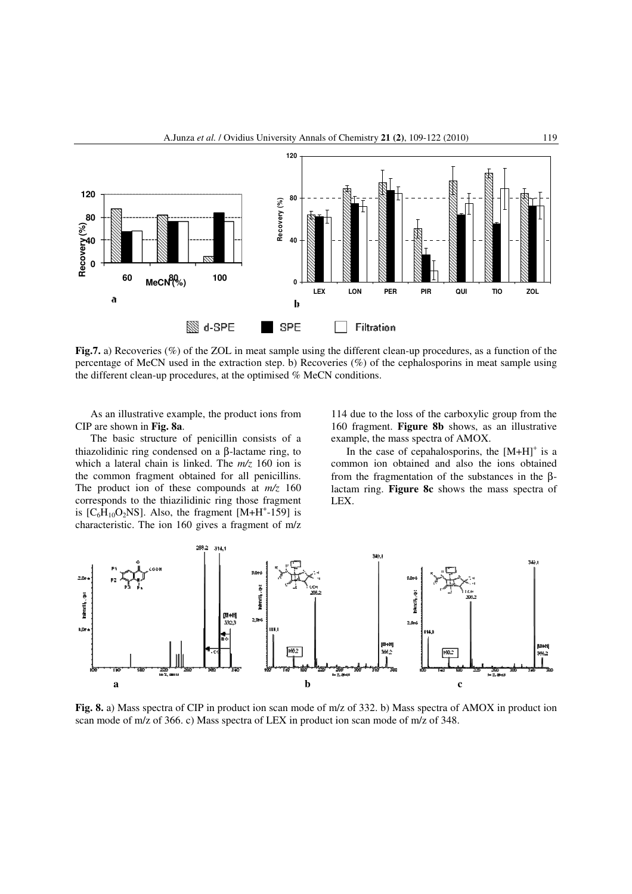**Fig.7.** a) Recoveries (%) of the ZOL in meat sample using the different clean-up procedures, as a function of the percentage of MeCN used in the extraction step. b) Recoveries (%) of the cephalosporins in meat sample using the different clean-up procedures, at the optimised % MeCN conditions.

As an illustrative example, the product ions from CIP are shown in **Fig. 8a**.

The basic structure of penicillin consists of a thiazolidinic ring condensed on a β-lactame ring, to which a lateral chain is linked. The *m/z* 160 ion is the common fragment obtained for all penicillins. The product ion of these compounds at *m/z* 160 corresponds to the thiazilidinic ring those fragment is [$C_6H_{10}O_2NS$]. Also, the fragment [$M+H^+$-159] is characteristic. The ion 160 gives a fragment of m/z 114 due to the loss of the carboxylic group from the 160 fragment. **Figure 8b** shows, as an illustrative example, the mass spectra of AMOX.

In the case of cepahalosporins, the $[M+H]^+$ is a common ion obtained and also the ions obtained from the fragmentation of the substances in the β-lactam ring. **Figure 8c** shows the mass spectra of LEX.

**Fig. 8.** a) Mass spectra of CIP in product ion scan mode of m/z of 332. b) Mass spectra of AMOX in product ion scan mode of m/z of 366. c) Mass spectra of LEX in product ion scan mode of m/z of 348.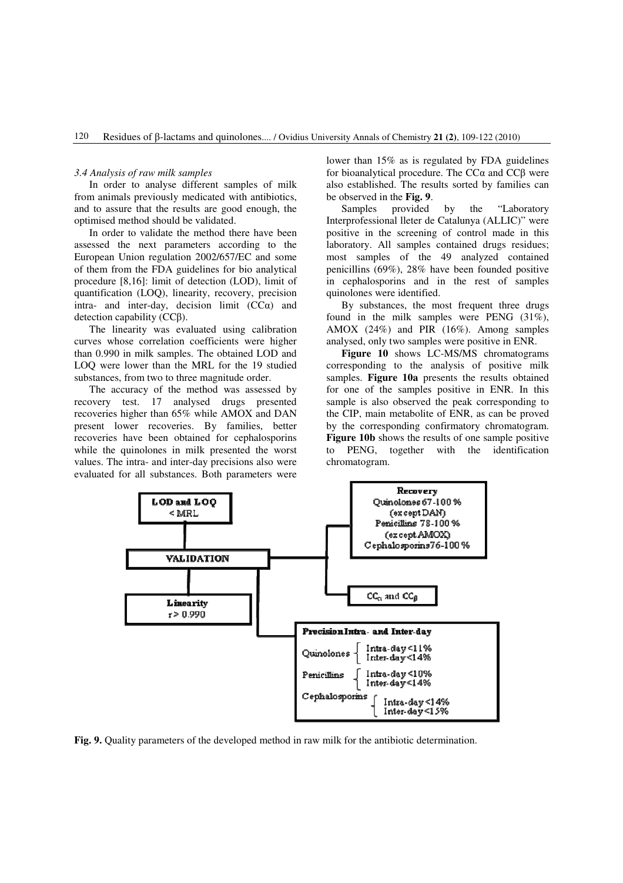*3.4 Analysis of raw milk samples*

In order to analyse different samples of milk from animals previously medicated with antibiotics, and to assure that the results are good enough, the optimised method should be validated.

In order to validate the method there have been assessed the next parameters according to the European Union regulation 2002/657/EC and some of them from the FDA guidelines for bio analytical procedure [8,16]: limit of detection (LOD), limit of quantification (LOQ), linearity, recovery, precision intra- and inter-day, decision limit (CCα) and detection capability (CCβ).

The linearity was evaluated using calibration curves whose correlation coefficients were higher than 0.990 in milk samples. The obtained LOD and LOQ were lower than the MRL for the 19 studied substances, from two to three magnitude order.

The accuracy of the method was assessed by recovery test. 17 analysed drugs presented recoveries higher than 65% while AMOX and DAN present lower recoveries. By families, better recoveries have been obtained for cephalosporins while the quinolones in milk presented the worst values. The intra- and inter-day precisions also were evaluated for all substances. Both parameters were lower than 15% as is regulated by FDA guidelines for bioanalytical procedure. The CCα and CCβ were also established. The results sorted by families can be observed in the **Fig. 9**.

Samples provided by the "Laboratory Interprofessional lleter de Catalunya (ALLIC)" were positive in the screening of control made in this laboratory. All samples contained drugs residues; most samples of the 49 analyzed contained penicillins (69%), 28% have been founded positive in cephalosporins and in the rest of samples quinolones were identified.

By substances, the most frequent three drugs found in the milk samples were PENG (31%), AMOX (24%) and PIR (16%). Among samples analysed, only two samples were positive in ENR.

**Figure 10** shows LC-MS/MS chromatograms corresponding to the analysis of positive milk samples. **Figure 10a** presents the results obtained for one of the samples positive in ENR. In this sample is also observed the peak corresponding to the CIP, main metabolite of ENR, as can be proved by the corresponding confirmatory chromatogram. **Figure 10b** shows the results of one sample positive to PENG, together with the identification chromatogram.

**VALIDATION**

- **LOD and LOQ**: < MRL
- **Linearity**: r > 0.990
- **Recovery**: Quinolones 67-100 % (except DAN); Penicillins 78-100 % (except AMOX); Cephalosporins 76-100 %
- $CC_\alpha$ and $CC_\beta$
- **Precision Intra- and Inter-day**
  - Quinolones: Intra-day <11%; Inter-day <14%
  - Penicillins: Intra-day <10%; Inter-day <14%
  - Cephalosporins: Intra-day <14%; Inter-day <15%

**Fig. 9.** Quality parameters of the developed method in raw milk for the antibiotic determination.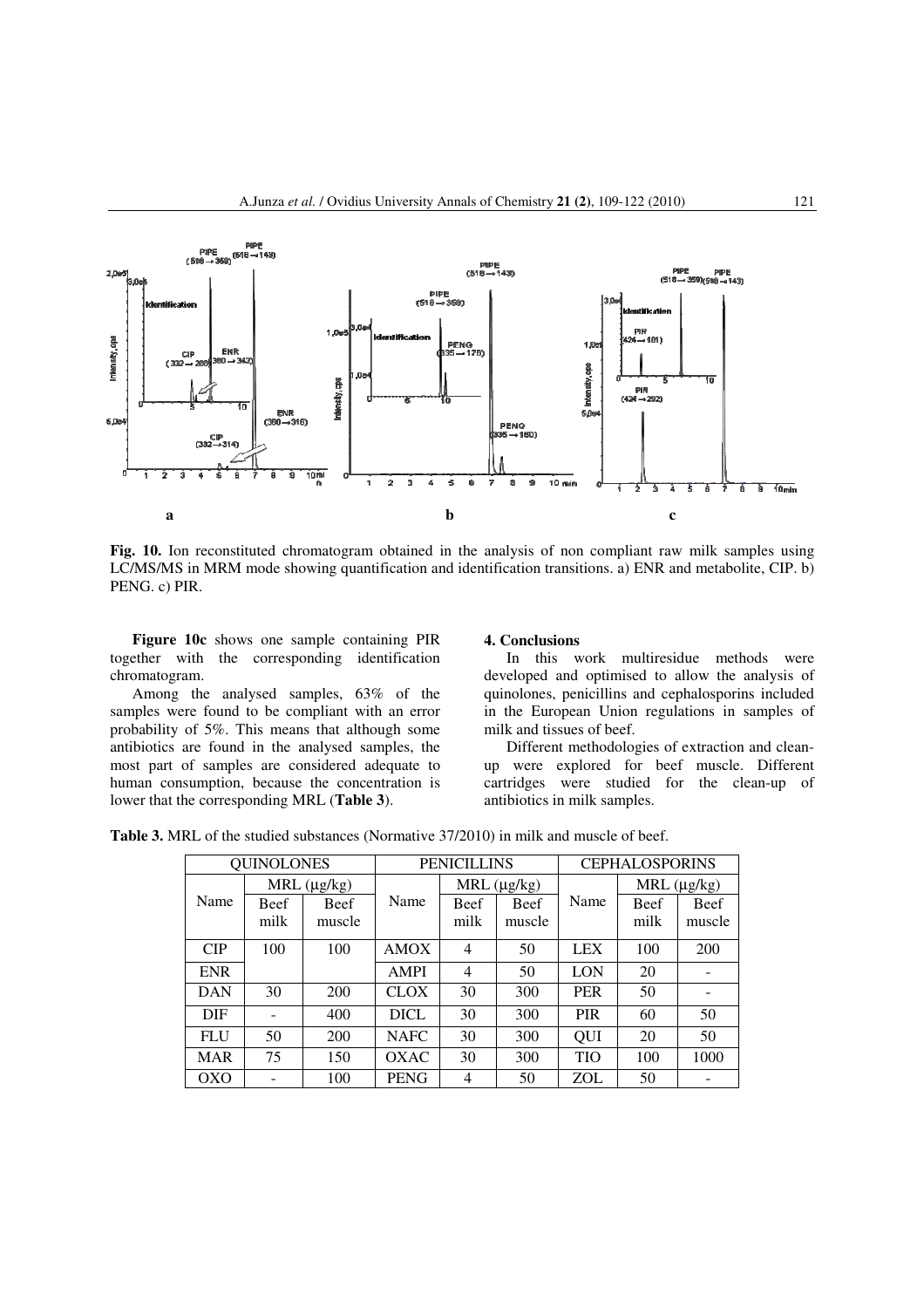**Fig. 10.** Ion reconstituted chromatogram obtained in the analysis of non compliant raw milk samples using LC/MS/MS in MRM mode showing quantification and identification transitions. a) ENR and metabolite, CIP. b) PENG. c) PIR.

**Figure 10c** shows one sample containing PIR together with the corresponding identification chromatogram.

Among the analysed samples, 63% of the samples were found to be compliant with an error probability of 5%. This means that although some antibiotics are found in the analysed samples, the most part of samples are considered adequate to human consumption, because the concentration is lower that the corresponding MRL (**Table 3**).

## 4. Conclusions

In this work multiresidue methods were developed and optimised to allow the analysis of quinolones, penicillins and cephalosporins included in the European Union regulations in samples of milk and tissues of beef.

Different methodologies of extraction and clean-up were explored for beef muscle. Different cartridges were studied for the clean-up of antibiotics in milk samples.

**Table 3.** MRL of the studied substances (Normative 37/2010) in milk and muscle of beef.

| QUINOLONES | | | PENICILLINS | | | CEPHALOSPORINS | | |
|---|---|---|---|---|---|---|---|---|
| Name | MRL (μg/kg) | | Name | MRL (μg/kg) | | Name | MRL (μg/kg) | |
| | Beef milk | Beef muscle | | Beef milk | Beef muscle | | Beef milk | Beef muscle |
| CIP | 100 | 100 | AMOX | 4 | 50 | LEX | 100 | 200 |
| ENR | | | AMPI | 4 | 50 | LON | 20 | - |
| DAN | 30 | 200 | CLOX | 30 | 300 | PER | 50 | - |
| DIF | - | 400 | DICL | 30 | 300 | PIR | 60 | 50 |
| FLU | 50 | 200 | NAFC | 30 | 300 | QUI | 20 | 50 |
| MAR | 75 | 150 | OXAC | 30 | 300 | TIO | 100 | 1000 |
| OXO | - | 100 | PENG | 4 | 50 | ZOL | 50 | - |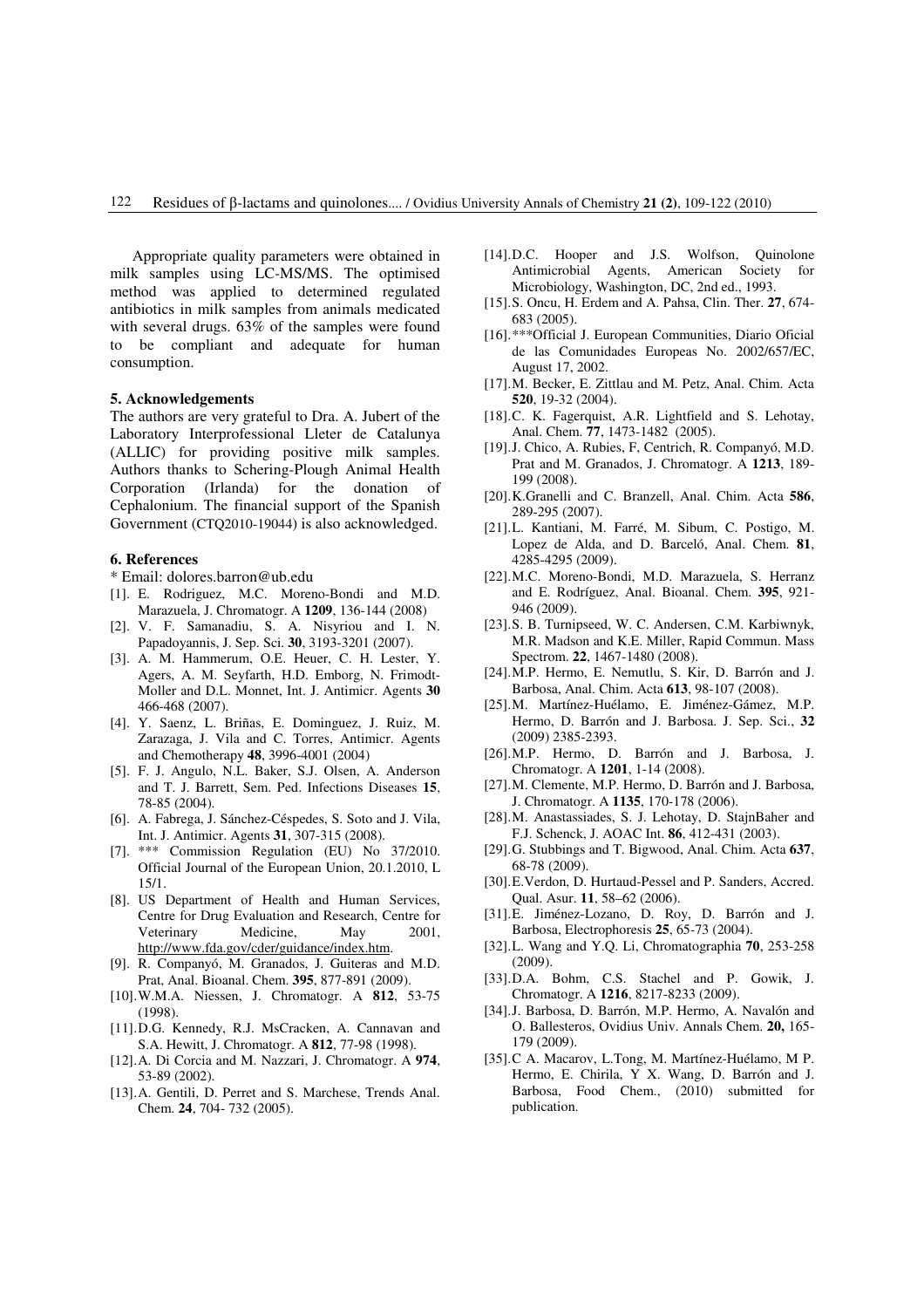Appropriate quality parameters were obtained in milk samples using LC-MS/MS. The optimised method was applied to determined regulated antibiotics in milk samples from animals medicated with several drugs. 63% of the samples were found to be compliant and adequate for human consumption.

## 5. Acknowledgements

The authors are very grateful to Dra. A. Jubert of the Laboratory Interprofessional Lleter de Catalunya (ALLIC) for providing positive milk samples. Authors thanks to Schering-Plough Animal Health Corporation (Irlanda) for the donation of Cephalonium. The financial support of the Spanish Government (CTQ2010-19044) is also acknowledged.

## 6. References

\* Email: dolores.barron@ub.edu

[1]. E. Rodriguez, M.C. Moreno-Bondi and M.D. Marazuela, J. Chromatogr. A **1209**, 136-144 (2008)

[2]. V. F. Samanadiu, S. A. Nisyriou and I. N. Papadoyannis, J. Sep. Sci. **30**, 3193-3201 (2007).

[3]. A. M. Hammerum, O.E. Heuer, C. H. Lester, Y. Agers, A. M. Seyfarth, H.D. Emborg, N. Frimodt-Moller and D.L. Monnet, Int. J. Antimicr. Agents **30** 466-468 (2007).

[4]. Y. Saenz, L. Briñas, E. Dominguez, J. Ruiz, M. Zarazaga, J. Vila and C. Torres, Antimicr. Agents and Chemotherapy **48**, 3996-4001 (2004)

[5]. F. J. Angulo, N.L. Baker, S.J. Olsen, A. Anderson and T. J. Barrett, Sem. Ped. Infections Diseases **15**, 78-85 (2004).

[6]. A. Fabrega, J. Sánchez-Céspedes, S. Soto and J. Vila, Int. J. Antimicr. Agents **31**, 307-315 (2008).

[7]. \*\*\* Commission Regulation (EU) No 37/2010. Official Journal of the European Union, 20.1.2010, L 15/1.

[8]. US Department of Health and Human Services, Centre for Drug Evaluation and Research, Centre for Veterinary Medicine, May 2001, http://www.fda.gov/cder/guidance/index.htm.

[9]. R. Companyó, M. Granados, J. Guiteras and M.D. Prat, Anal. Bioanal. Chem. **395**, 877-891 (2009).

[10]. W.M.A. Niessen, J. Chromatogr. A **812**, 53-75 (1998).

[11]. D.G. Kennedy, R.J. MsCracken, A. Cannavan and S.A. Hewitt, J. Chromatogr. A **812**, 77-98 (1998).

[12]. A. Di Corcia and M. Nazzari, J. Chromatogr. A **974**, 53-89 (2002).

[13]. A. Gentili, D. Perret and S. Marchese, Trends Anal. Chem. **24**, 704- 732 (2005).

[14]. D.C. Hooper and J.S. Wolfson, Quinolone Antimicrobial Agents, American Society for Microbiology, Washington, DC, 2nd ed., 1993.

[15]. S. Oncu, H. Erdem and A. Pahsa, Clin. Ther. **27**, 674-683 (2005).

[16]. \*\*\*Official J. European Communities, Diario Oficial de las Comunidades Europeas No. 2002/657/EC, August 17, 2002.

[17]. M. Becker, E. Zittlau and M. Petz, Anal. Chim. Acta **520**, 19-32 (2004).

[18]. C. K. Fagerquist, A.R. Lightfield and S. Lehotay, Anal. Chem. **77**, 1473-1482 (2005).

[19]. J. Chico, A. Rubies, F, Centrich, R. Companyó, M.D. Prat and M. Granados, J. Chromatogr. A **1213**, 189-199 (2008).

[20]. K.Granelli and C. Branzell, Anal. Chim. Acta **586**, 289-295 (2007).

[21]. L. Kantiani, M. Farré, M. Sibum, C. Postigo, M. Lopez de Alda, and D. Barceló, Anal. Chem. **81**, 4285-4295 (2009).

[22]. M.C. Moreno-Bondi, M.D. Marazuela, S. Herranz and E. Rodríguez, Anal. Bioanal. Chem. **395**, 921-946 (2009).

[23]. S. B. Turnipseed, W. C. Andersen, C.M. Karbiwnyk, M.R. Madson and K.E. Miller, Rapid Commun. Mass Spectrom. **22**, 1467-1480 (2008).

[24]. M.P. Hermo, E. Nemutlu, S. Kir, D. Barrón and J. Barbosa, Anal. Chim. Acta **613**, 98-107 (2008).

[25]. M. Martínez-Huélamo, E. Jiménez-Gámez, M.P. Hermo, D. Barrón and J. Barbosa. J. Sep. Sci., **32** (2009) 2385-2393.

[26]. M.P. Hermo, D. Barrón and J. Barbosa, J. Chromatogr. A **1201**, 1-14 (2008).

[27]. M. Clemente, M.P. Hermo, D. Barrón and J. Barbosa, J. Chromatogr. A **1135**, 170-178 (2006).

[28]. M. Anastassiades, S. J. Lehotay, D. StajnBaher and F.J. Schenck, J. AOAC Int. **86**, 412-431 (2003).

[29]. G. Stubbings and T. Bigwood, Anal. Chim. Acta **637**, 68-78 (2009).

[30]. E.Verdon, D. Hurtaud-Pessel and P. Sanders, Accred. Qual. Asur. **11**, 58–62 (2006).

[31]. E. Jiménez-Lozano, D. Roy, D. Barrón and J. Barbosa, Electrophoresis **25**, 65-73 (2004).

[32]. L. Wang and Y.Q. Li, Chromatographia **70**, 253-258 (2009).

[33]. D.A. Bohm, C.S. Stachel and P. Gowik, J. Chromatogr. A **1216**, 8217-8233 (2009).

[34]. J. Barbosa, D. Barrón, M.P. Hermo, A. Navalón and O. Ballesteros, Ovidius Univ. Annals Chem. **20,** 165-179 (2009).

[35]. C A. Macarov, L.Tong, M. Martínez-Huélamo, M P. Hermo, E. Chirila, Y X. Wang, D. Barrón and J. Barbosa, Food Chem., (2010) submitted for publication.